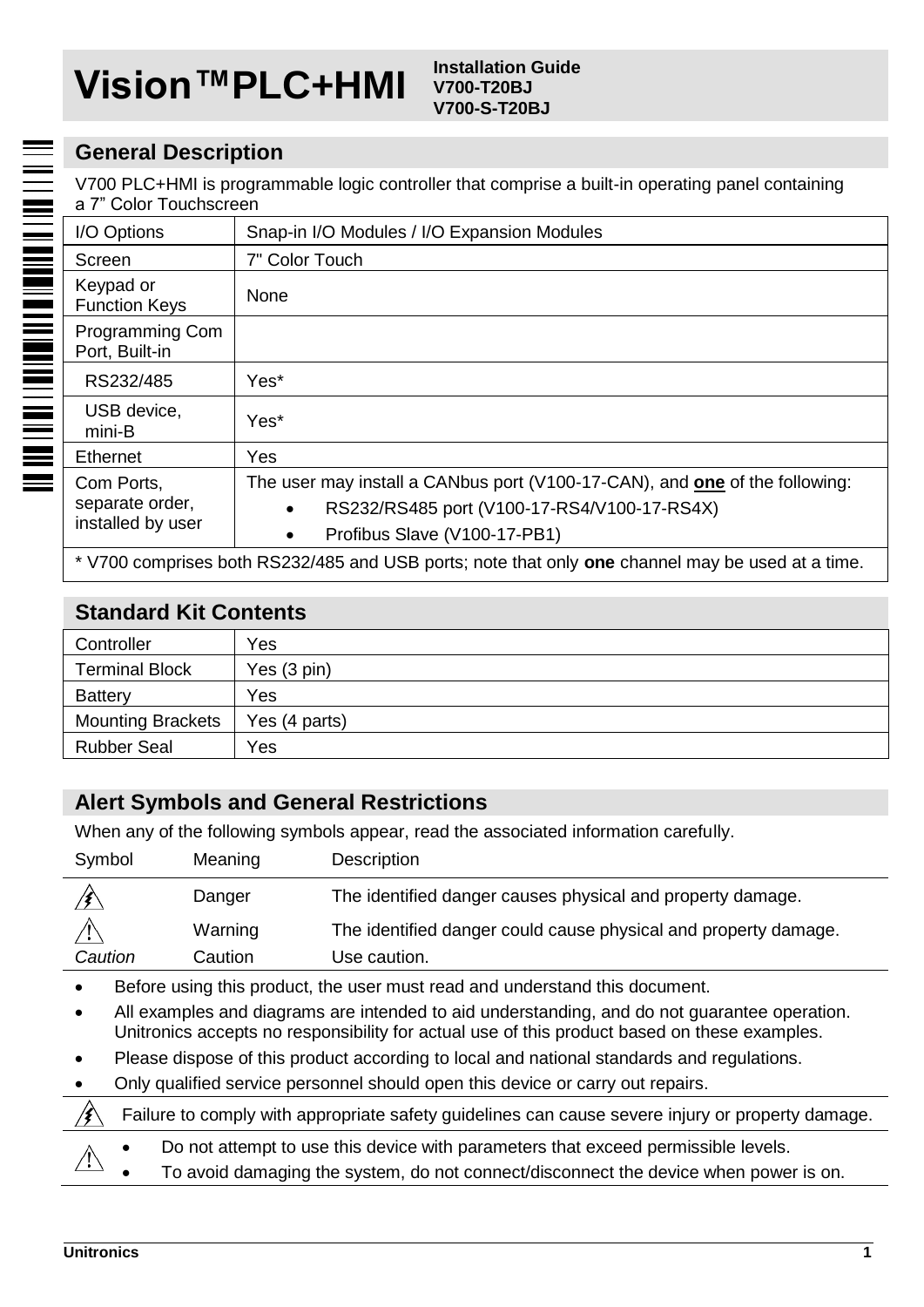# Vision™PLC+HMI

**Installation Guide**
**V700-T20BJ**
**V700-S-T20BJ**

## General Description

V700 PLC+HMI is programmable logic controller that comprise a built-in operating panel containing a 7” Color Touchscreen

| | |
|---|---|
| I/O Options | Snap-in I/O Modules / I/O Expansion Modules |
| Screen | 7" Color Touch |
| Keypad or Function Keys | None |
| Programming Com Port, Built-in | |
| RS232/485 | Yes* |
| USB device, mini-B | Yes* |
| Ethernet | Yes |
| Com Ports, separate order, installed by user | The user may install a CANbus port (V100-17-CAN), and **one** of the following: <br>• RS232/RS485 port (V100-17-RS4/V100-17-RS4X)<br>• Profibus Slave (V100-17-PB1) |

* V700 comprises both RS232/485 and USB ports; note that only **one** channel may be used at a time.

## Standard Kit Contents

| | |
|---|---|
| Controller | Yes |
| Terminal Block | Yes (3 pin) |
| Battery | Yes |
| Mounting Brackets | Yes (4 parts) |
| Rubber Seal | Yes |

## Alert Symbols and General Restrictions

When any of the following symbols appear, read the associated information carefully.

| Symbol | Meaning | Description |
|---|---|---|
| ⚡ | Danger | The identified danger causes physical and property damage. |
| ⚠ | Warning | The identified danger could cause physical and property damage. |
| *Caution* | Caution | Use caution. |

- Before using this product, the user must read and understand this document.
- All examples and diagrams are intended to aid understanding, and do not guarantee operation. Unitronics accepts no responsibility for actual use of this product based on these examples.
- Please dispose of this product according to local and national standards and regulations.
- Only qualified service personnel should open this device or carry out repairs.

⚡ Failure to comply with appropriate safety guidelines can cause severe injury or property damage.

⚠
- Do not attempt to use this device with parameters that exceed permissible levels.
- To avoid damaging the system, do not connect/disconnect the device when power is on.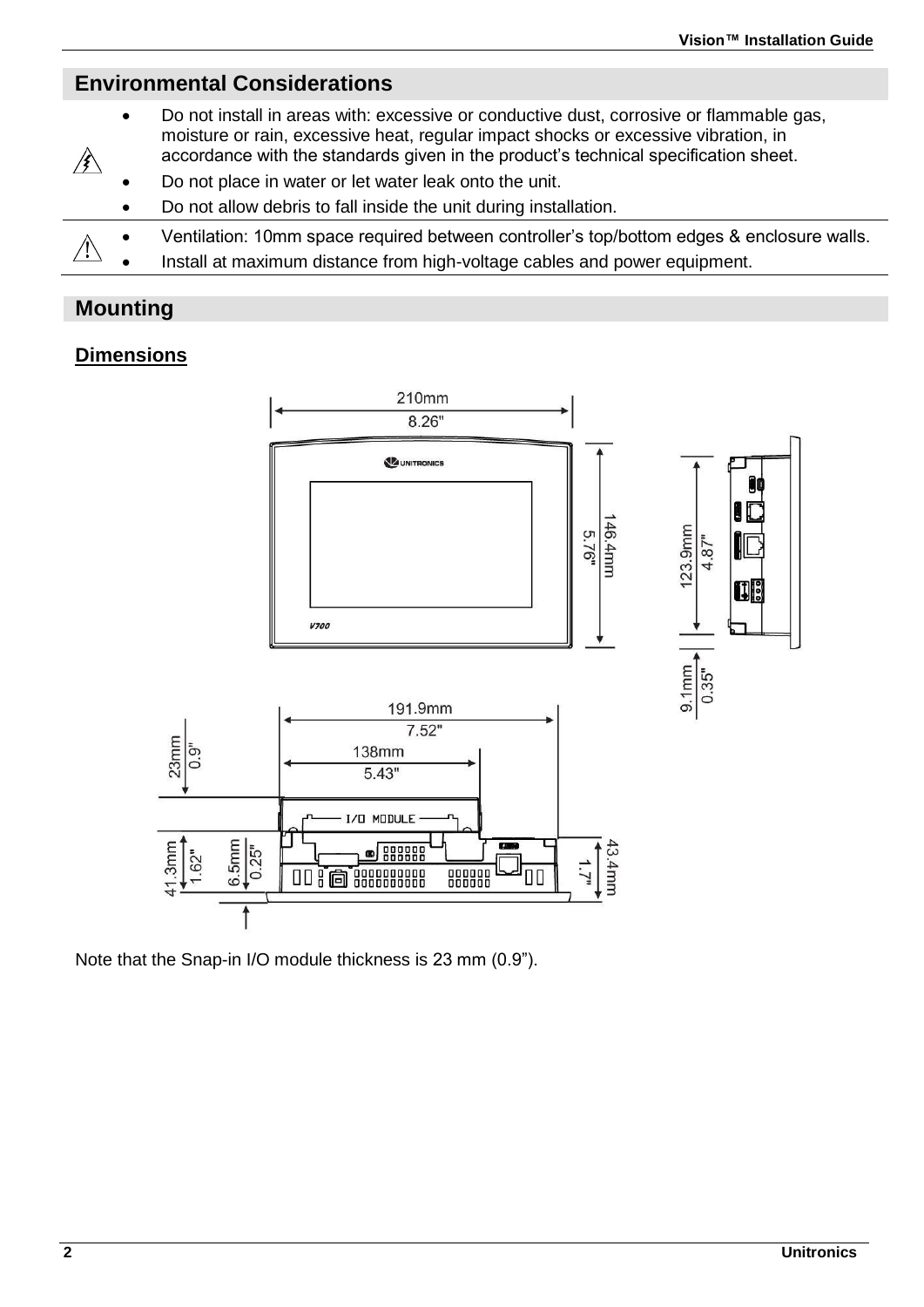## Environmental Considerations

- Do not install in areas with: excessive or conductive dust, corrosive or flammable gas, moisture or rain, excessive heat, regular impact shocks or excessive vibration, in accordance with the standards given in the product's technical specification sheet.
- Do not place in water or let water leak onto the unit.
- Do not allow debris to fall inside the unit during installation.

- Ventilation: 10mm space required between controller's top/bottom edges & enclosure walls.
- Install at maximum distance from high-voltage cables and power equipment.

## Mounting

### Dimensions

210mm
8.26"
146.4mm
5.76"
123.9mm
4.87"
9.1mm
0.35"
V700
191.9mm
7.52"
138mm
5.43"
23mm
0.9"
I/O MODULE
41.3mm
1.62"
6.5mm
0.25"
43.4mm
1.7"

Note that the Snap-in I/O module thickness is 23 mm (0.9").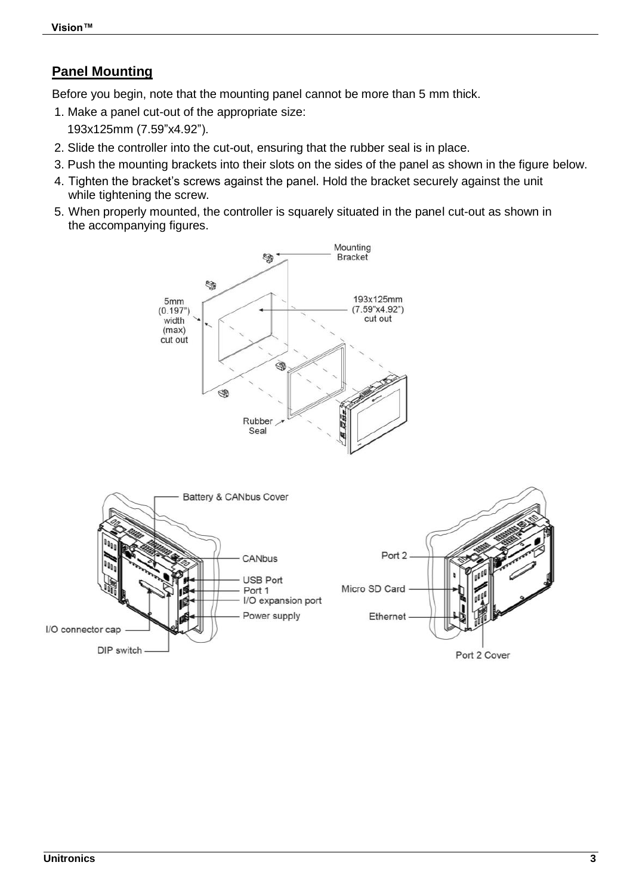## Panel Mounting

Before you begin, note that the mounting panel cannot be more than 5 mm thick.

1. Make a panel cut-out of the appropriate size:
   193x125mm (7.59”x4.92”).
2. Slide the controller into the cut-out, ensuring that the rubber seal is in place.
3. Push the mounting brackets into their slots on the sides of the panel as shown in the figure below.
4. Tighten the bracket’s screws against the panel. Hold the bracket securely against the unit while tightening the screw.
5. When properly mounted, the controller is squarely situated in the panel cut-out as shown in the accompanying figures.

Mounting Bracket

5mm (0.197”) width (max) cut out

193x125mm (7.59”x4.92”) cut out

Rubber Seal

Battery & CANbus Cover

CANbus

USB Port

Port 1

I/O expansion port

Power supply

I/O connector cap

DIP switch

Port 2

Micro SD Card

Ethernet

Port 2 Cover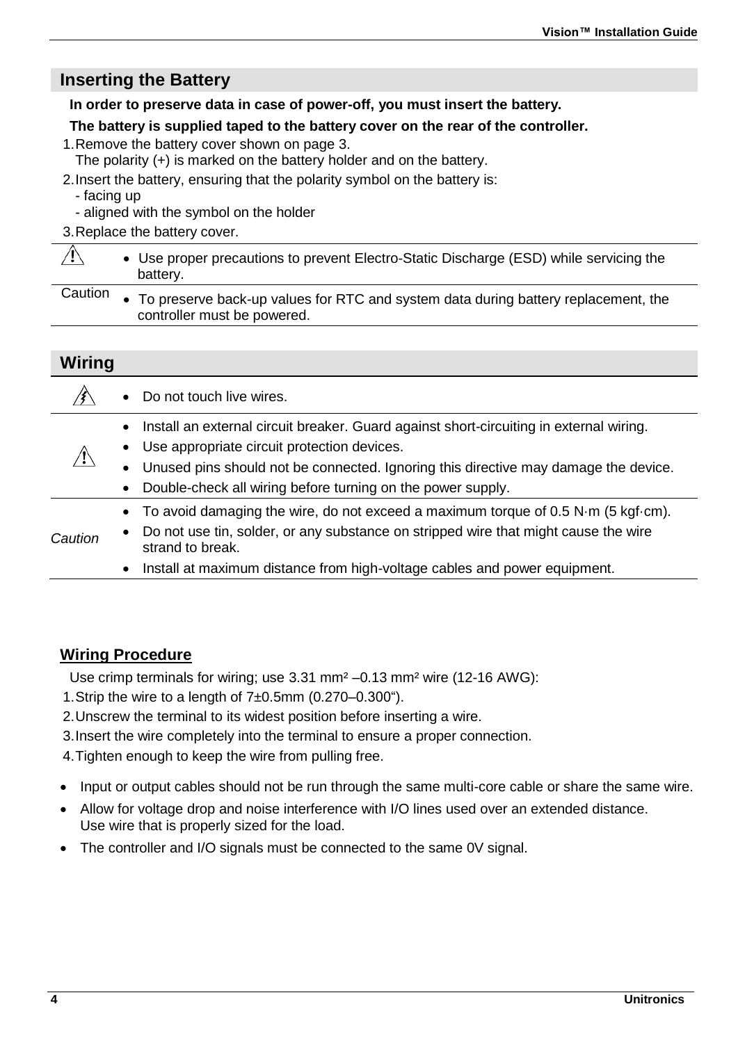## Inserting the Battery

**In order to preserve data in case of power-off, you must insert the battery.**

**The battery is supplied taped to the battery cover on the rear of the controller.**

1. Remove the battery cover shown on page 3.
   The polarity (+) is marked on the battery holder and on the battery.
2. Insert the battery, ensuring that the polarity symbol on the battery is:
   - facing up
   - aligned with the symbol on the holder
3. Replace the battery cover.

| | |
|---|---|
| ⚠ | • Use proper precautions to prevent Electro-Static Discharge (ESD) while servicing the battery. |
| Caution | • To preserve back-up values for RTC and system data during battery replacement, the controller must be powered. |

## Wiring

| | |
|---|---|
| ⚡ | • Do not touch live wires. |
| ⚠ | • Install an external circuit breaker. Guard against short-circuiting in external wiring.<br>• Use appropriate circuit protection devices.<br>• Unused pins should not be connected. Ignoring this directive may damage the device.<br>• Double-check all wiring before turning on the power supply. |
| *Caution* | • To avoid damaging the wire, do not exceed a maximum torque of 0.5 N·m (5 kgf·cm).<br>• Do not use tin, solder, or any substance on stripped wire that might cause the wire strand to break.<br>• Install at maximum distance from high-voltage cables and power equipment. |

### Wiring Procedure

Use crimp terminals for wiring; use 3.31 mm² –0.13 mm² wire (12-16 AWG):

1. Strip the wire to a length of 7±0.5mm (0.270–0.300").
2. Unscrew the terminal to its widest position before inserting a wire.
3. Insert the wire completely into the terminal to ensure a proper connection.
4. Tighten enough to keep the wire from pulling free.

- Input or output cables should not be run through the same multi-core cable or share the same wire.
- Allow for voltage drop and noise interference with I/O lines used over an extended distance.
  Use wire that is properly sized for the load.
- The controller and I/O signals must be connected to the same 0V signal.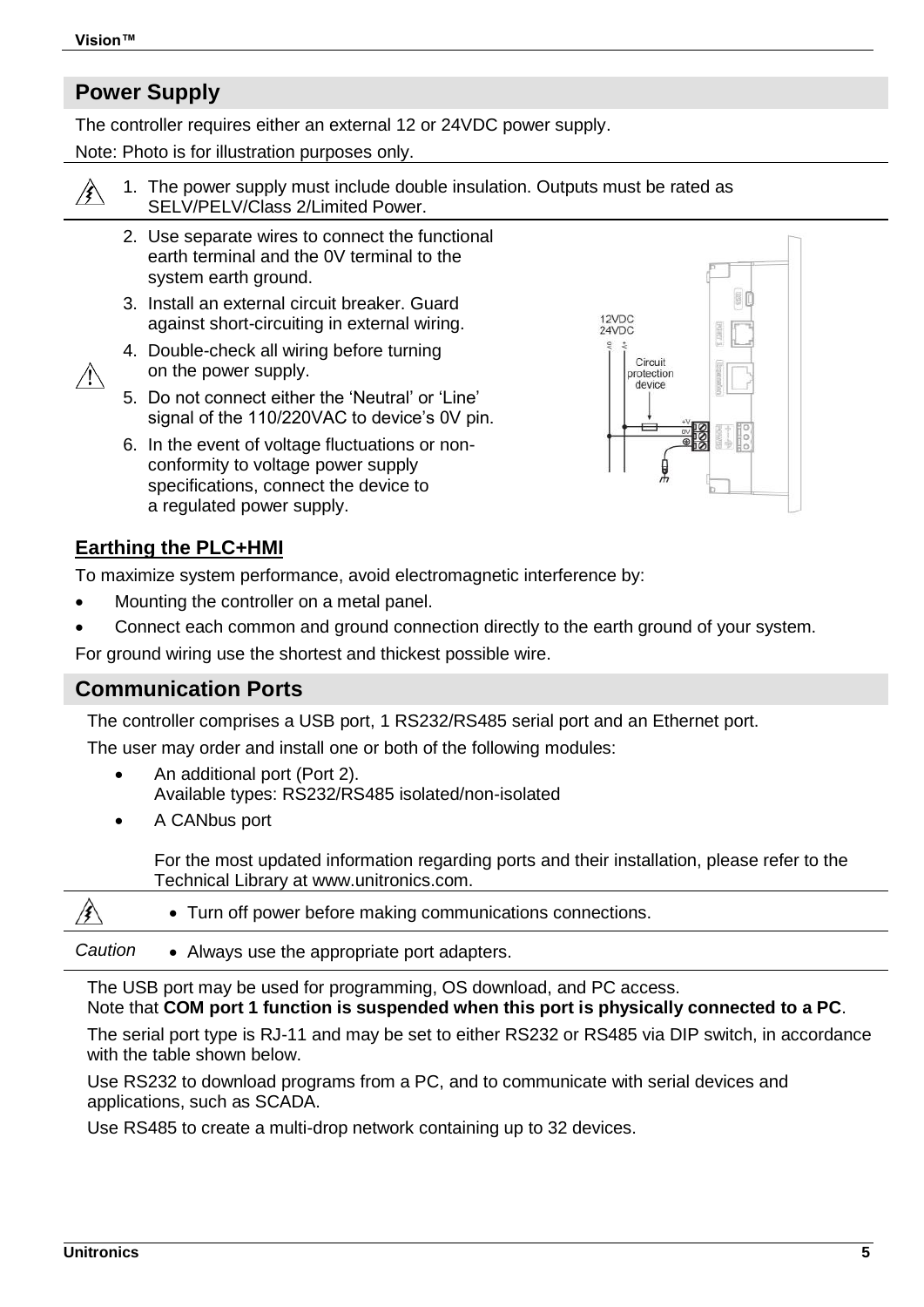## Power Supply

The controller requires either an external 12 or 24VDC power supply.

Note: Photo is for illustration purposes only.

1. The power supply must include double insulation. Outputs must be rated as SELV/PELV/Class 2/Limited Power.
2. Use separate wires to connect the functional earth terminal and the 0V terminal to the system earth ground.
3. Install an external circuit breaker. Guard against short-circuiting in external wiring.
4. Double-check all wiring before turning on the power supply.
5. Do not connect either the 'Neutral' or 'Line' signal of the 110/220VAC to device's 0V pin.
6. In the event of voltage fluctuations or non-conformity to voltage power supply specifications, connect the device to a regulated power supply.

12VDC
24VDC
0V
+V
Circuit protection device
+V
0V

### Earthing the PLC+HMI

To maximize system performance, avoid electromagnetic interference by:

- Mounting the controller on a metal panel.
- Connect each common and ground connection directly to the earth ground of your system.

For ground wiring use the shortest and thickest possible wire.

## Communication Ports

The controller comprises a USB port, 1 RS232/RS485 serial port and an Ethernet port.

The user may order and install one or both of the following modules:

- An additional port (Port 2).
  Available types: RS232/RS485 isolated/non-isolated
- A CANbus port

  For the most updated information regarding ports and their installation, please refer to the Technical Library at www.unitronics.com.

- Turn off power before making communications connections.

*Caution*
- Always use the appropriate port adapters.

The USB port may be used for programming, OS download, and PC access.
Note that **COM port 1 function is suspended when this port is physically connected to a PC**.

The serial port type is RJ-11 and may be set to either RS232 or RS485 via DIP switch, in accordance with the table shown below.

Use RS232 to download programs from a PC, and to communicate with serial devices and applications, such as SCADA.

Use RS485 to create a multi-drop network containing up to 32 devices.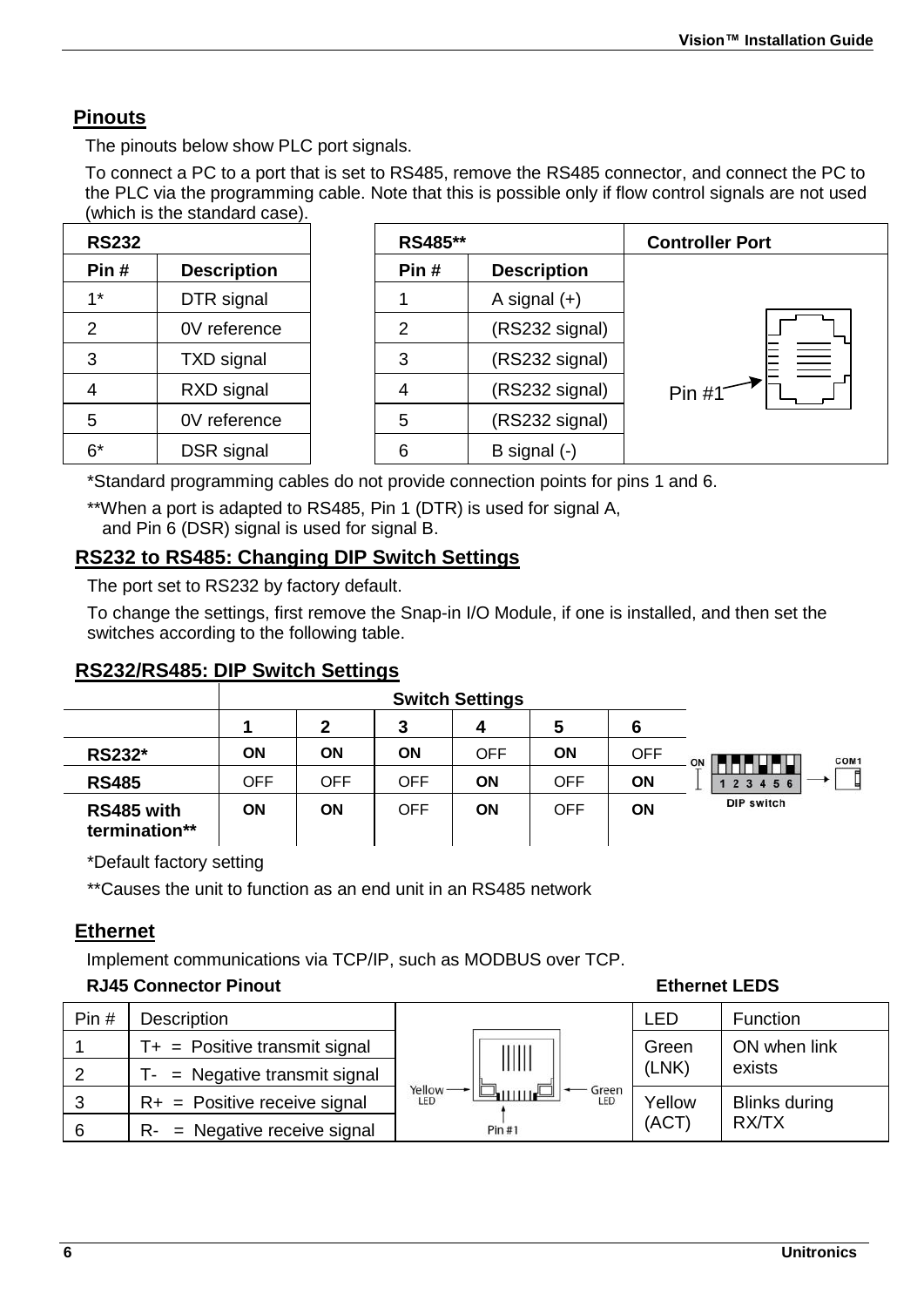## Pinouts

The pinouts below show PLC port signals.

To connect a PC to a port that is set to RS485, remove the RS485 connector, and connect the PC to the PLC via the programming cable. Note that this is possible only if flow control signals are not used (which is the standard case).

| RS232 | |
|---|---|
| **Pin #** | **Description** |
| 1* | DTR signal |
| 2 | 0V reference |
| 3 | TXD signal |
| 4 | RXD signal |
| 5 | 0V reference |
| 6* | DSR signal |

| RS485** | |
|---|---|
| **Pin #** | **Description** |
| 1 | A signal (+) |
| 2 | (RS232 signal) |
| 3 | (RS232 signal) |
| 4 | (RS232 signal) |
| 5 | (RS232 signal) |
| 6 | B signal (-) |

**Controller Port**

Pin #1

*Standard programming cables do not provide connection points for pins 1 and 6.

**When a port is adapted to RS485, Pin 1 (DTR) is used for signal A, and Pin 6 (DSR) signal is used for signal B.

## RS232 to RS485: Changing DIP Switch Settings

The port set to RS232 by factory default.

To change the settings, first remove the Snap-in I/O Module, if one is installed, and then set the switches according to the following table.

## RS232/RS485: DIP Switch Settings

| | Switch Settings | | | | | |
|---|---|---|---|---|---|---|
| | **1** | **2** | **3** | **4** | **5** | **6** |
| **RS232*** | **ON** | **ON** | **ON** | OFF | **ON** | OFF |
| **RS485** | OFF | OFF | OFF | **ON** | OFF | **ON** |
| **RS485 with termination**** | **ON** | **ON** | OFF | **ON** | OFF | **ON** |

ON

1 2 3 4 5 6

DIP switch

COM1

*Default factory setting

**Causes the unit to function as an end unit in an RS485 network

## Ethernet

Implement communications via TCP/IP, such as MODBUS over TCP.

**RJ45 Connector Pinout**

| Pin # | Description |
|---|---|
| 1 | T+ = Positive transmit signal |
| 2 | T- = Negative transmit signal |
| 3 | R+ = Positive receive signal |
| 6 | R- = Negative receive signal |

Yellow LED

Green LED

Pin #1

**Ethernet LEDS**

| LED | Function |
|---|---|
| Green (LNK) | ON when link exists |
| Yellow (ACT) | Blinks during RX/TX |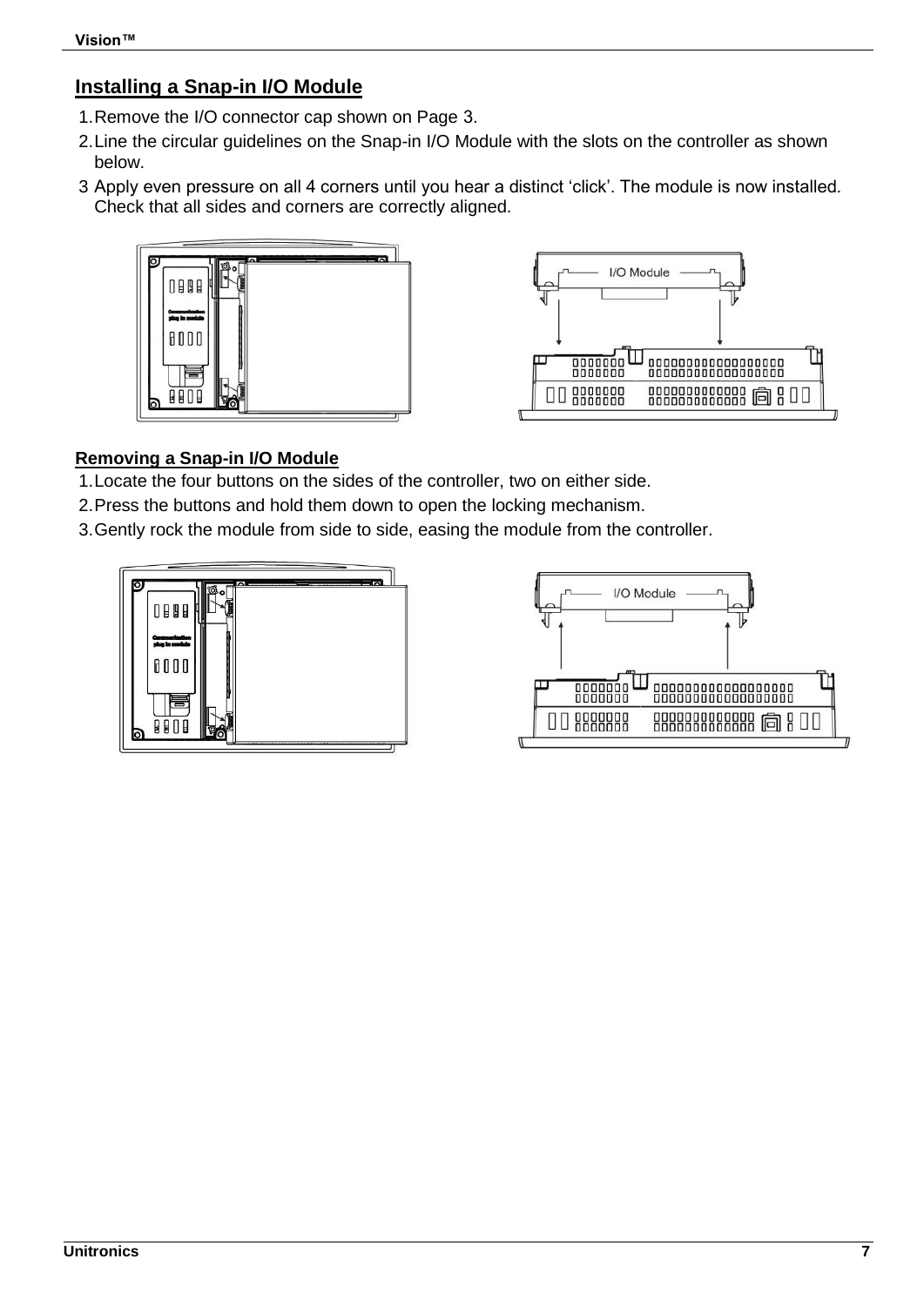## Installing a Snap-in I/O Module

1. Remove the I/O connector cap shown on Page 3.
2. Line the circular guidelines on the Snap-in I/O Module with the slots on the controller as shown below.
3. Apply even pressure on all 4 corners until you hear a distinct 'click'. The module is now installed. Check that all sides and corners are correctly aligned.

## Removing a Snap-in I/O Module

1. Locate the four buttons on the sides of the controller, two on either side.
2. Press the buttons and hold them down to open the locking mechanism.
3. Gently rock the module from side to side, easing the module from the controller.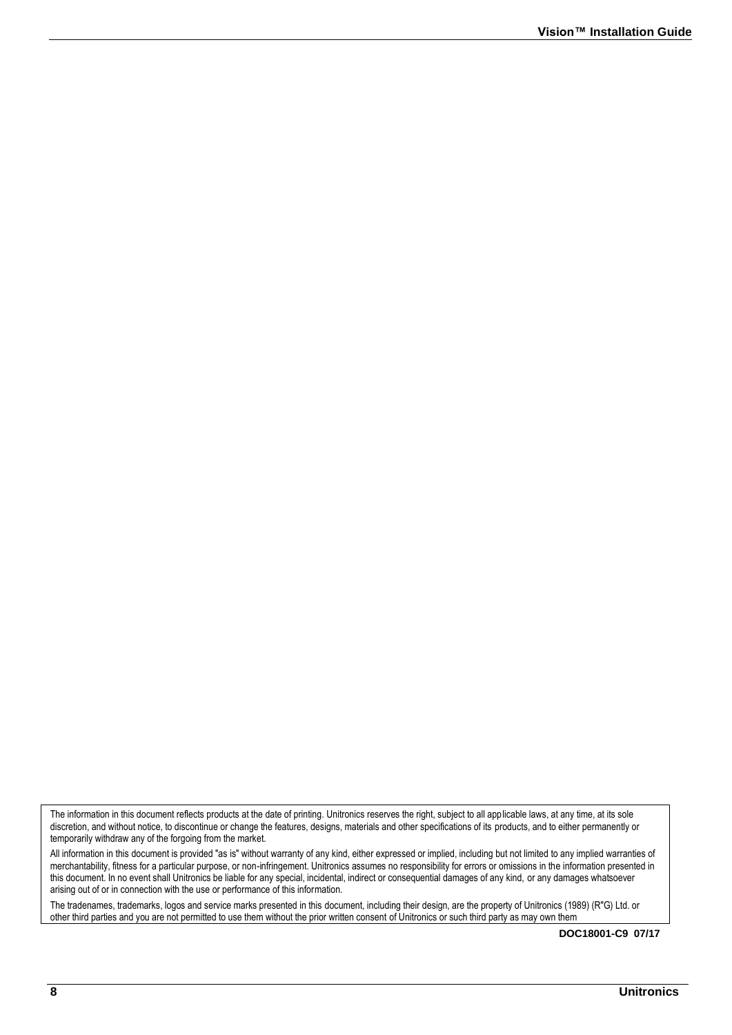The information in this document reflects products at the date of printing. Unitronics reserves the right, subject to all applicable laws, at any time, at its sole discretion, and without notice, to discontinue or change the features, designs, materials and other specifications of its products, and to either permanently or temporarily withdraw any of the forgoing from the market.

All information in this document is provided "as is" without warranty of any kind, either expressed or implied, including but not limited to any implied warranties of merchantability, fitness for a particular purpose, or non-infringement. Unitronics assumes no responsibility for errors or omissions in the information presented in this document. In no event shall Unitronics be liable for any special, incidental, indirect or consequential damages of any kind, or any damages whatsoever arising out of or in connection with the use or performance of this information.

The tradenames, trademarks, logos and service marks presented in this document, including their design, are the property of Unitronics (1989) (R"G) Ltd. or other third parties and you are not permitted to use them without the prior written consent of Unitronics or such third party as may own them

**DOC18001-C9 07/17**